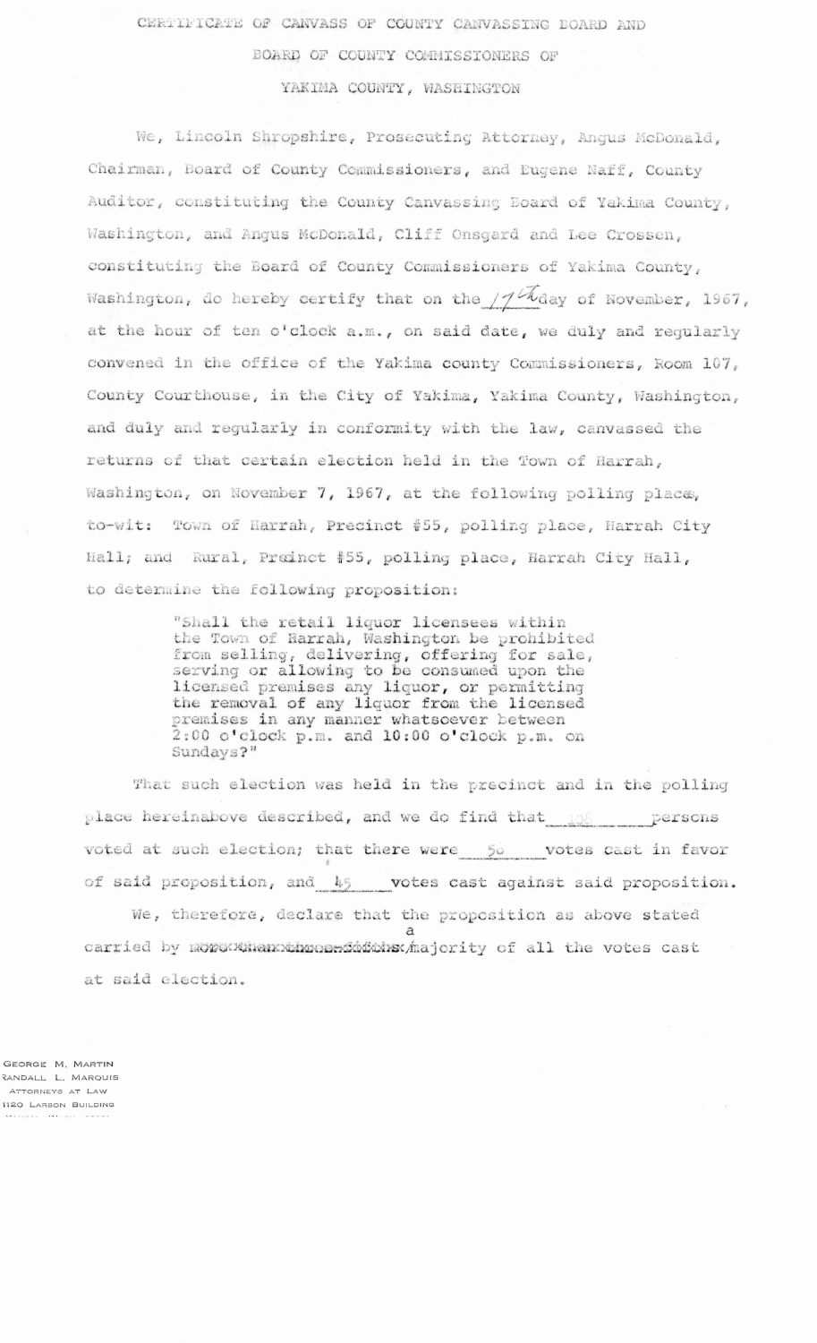CERTIFICATE OF CANVASS OF COUNTY CANVASSING BOARD AND

BOARD OF COUNTY COMMISSIONERS OF

YAKIMA COUNTY, WASHINGTON

We, Lincoln Shropshire, Prosecuting Attorney, Angus McDonald, Chairman, Board of County Commissioners, and Eugene Naff, County Auditor, constituting the County Canvassing Board of Yakima County, Washington, and Angus McDonald, Cliff Onsgard and Lee Crossen, constituting the Board of County Commissioners of Yakima County, Washington, do hereby certify that on the 17th day of November, 1967, at the hour of ten o'clock a.m., on said date, we duly and regularly convened in the office of the Yakima county Commissioners, Room 107, County Courthouse, in the City of Yakima, Yakima County, Washington, and duly and regularly in conformity with the law, canvassed the returns of that certain election held in the Town of Harrah, Washington, on November 7, 1967, at the following polling places, to-wit: Town of Harrah, Precinct #55, polling place, Harrah City Hall; and Rural, Precinct #55, polling place, Harrah City Hall, to determine the following proposition:

> "Shall the retail liquor licensees within the Town of Harrah, Washington be prohibited from selling, delivering, offering for sale, serving or allowing to be consumed upon the licensed premises any liquor, or permitting the removal of any liquor from the licensed premises in any manner whatsoever between 2:00 o'clock p.m. and 10:00 o'clock p.m. on Sundays?"

That such election was held in the precinct and in the polling place hereinabove described, and we do find that 96 persons voted at such election; that there were 50 votes cast in favor of said proposition, and 45 votes cast against said proposition.

We, therefore, declare that the proposition as above stated carried by ~~more than three-fifths~~ a majority of all the votes cast at said election.

GEORGE M. MARTIN
RANDALL L. MARQUIS
ATTORNEYS AT LAW
1120 LARSON BUILDING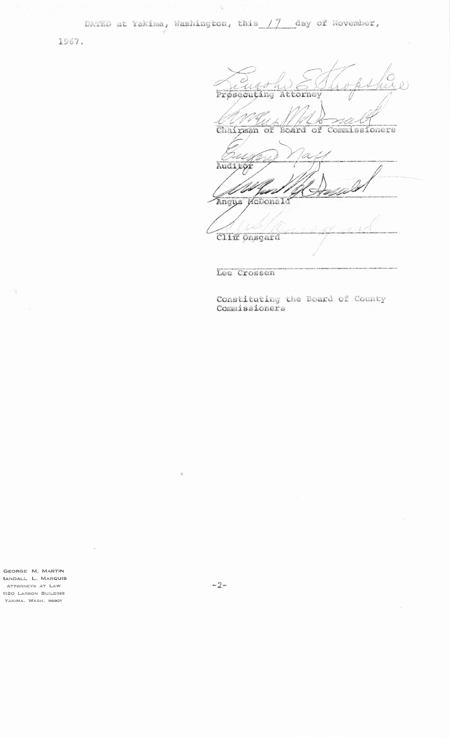DATED at Yakima, Washington, this 17 day of November, 1967.

Prosecuting Attorney

Chairman of Board of Commissioners

Auditor

Angus McDonald

Cliff Onsgard

Lee Crossen

Constituting the Board of County Commissioners

GEORGE M. MARTIN
RANDALL L. MARQUIS
ATTORNEYS AT LAW
1120 LARSON BUILDING
YAKIMA, WASH. 98901